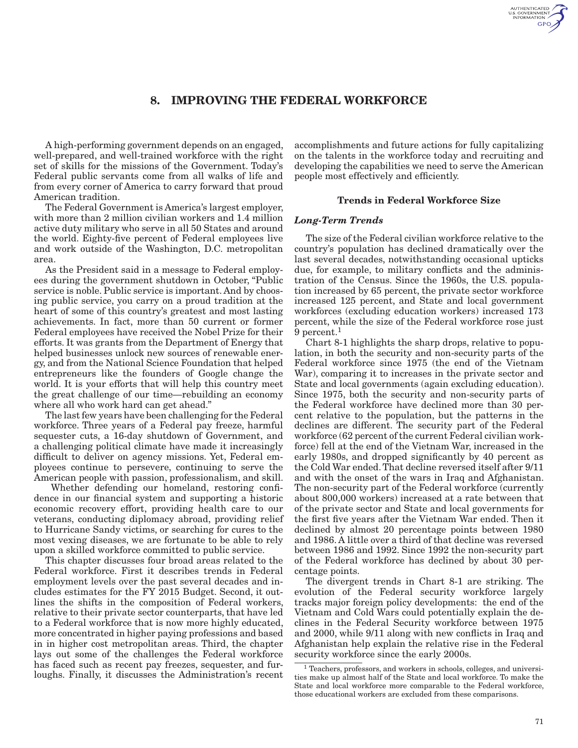# 8. IMPROVING THE FEDERAL WORKFORCE

A high-performing government depends on an engaged, well-prepared, and well-trained workforce with the right set of skills for the missions of the Government. Today's Federal public servants come from all walks of life and from every corner of America to carry forward that proud American tradition.

The Federal Government is America's largest employer, with more than 2 million civilian workers and 1.4 million active duty military who serve in all 50 States and around the world. Eighty-five percent of Federal employees live and work outside of the Washington, D.C. metropolitan area.

As the President said in a message to Federal employees during the government shutdown in October, "Public service is noble. Public service is important. And by choosing public service, you carry on a proud tradition at the heart of some of this country's greatest and most lasting achievements. In fact, more than 50 current or former Federal employees have received the Nobel Prize for their efforts. It was grants from the Department of Energy that helped businesses unlock new sources of renewable energy, and from the National Science Foundation that helped entrepreneurs like the founders of Google change the world. It is your efforts that will help this country meet the great challenge of our time—rebuilding an economy where all who work hard can get ahead."

The last few years have been challenging for the Federal workforce. Three years of a Federal pay freeze, harmful sequester cuts, a 16-day shutdown of Government, and a challenging political climate have made it increasingly difficult to deliver on agency missions. Yet, Federal employees continue to persevere, continuing to serve the American people with passion, professionalism, and skill.

Whether defending our homeland, restoring confidence in our financial system and supporting a historic economic recovery effort, providing health care to our veterans, conducting diplomacy abroad, providing relief to Hurricane Sandy victims, or searching for cures to the most vexing diseases, we are fortunate to be able to rely upon a skilled workforce committed to public service.

This chapter discusses four broad areas related to the Federal workforce. First it describes trends in Federal employment levels over the past several decades and includes estimates for the FY 2015 Budget. Second, it outlines the shifts in the composition of Federal workers, relative to their private sector counterparts, that have led to a Federal workforce that is now more highly educated, more concentrated in higher paying professions and based in in higher cost metropolitan areas. Third, the chapter lays out some of the challenges the Federal workforce has faced such as recent pay freezes, sequester, and furloughs. Finally, it discusses the Administration's recent accomplishments and future actions for fully capitalizing on the talents in the workforce today and recruiting and developing the capabilities we need to serve the American people most effectively and efficiently.

### Trends in Federal Workforce Size

#### *Long-Term Trends*

The size of the Federal civilian workforce relative to the country's population has declined dramatically over the last several decades, notwithstanding occasional upticks due, for example, to military conflicts and the administration of the Census. Since the 1960s, the U.S. population increased by 65 percent, the private sector workforce increased 125 percent, and State and local government workforces (excluding education workers) increased 173 percent, while the size of the Federal workforce rose just 9 percent.[1]

Chart 8-1 highlights the sharp drops, relative to population, in both the security and non-security parts of the Federal workforce since 1975 (the end of the Vietnam War), comparing it to increases in the private sector and State and local governments (again excluding education). Since 1975, both the security and non-security parts of the Federal workforce have declined more than 30 percent relative to the population, but the patterns in the declines are different. The security part of the Federal workforce (62 percent of the current Federal civilian workforce) fell at the end of the Vietnam War, increased in the early 1980s, and dropped significantly by 40 percent as the Cold War ended. That decline reversed itself after 9/11 and with the onset of the wars in Iraq and Afghanistan. The non-security part of the Federal workforce (currently about 800,000 workers) increased at a rate between that of the private sector and State and local governments for the first five years after the Vietnam War ended. Then it declined by almost 20 percentage points between 1980 and 1986. A little over a third of that decline was reversed between 1986 and 1992. Since 1992 the non-security part of the Federal workforce has declined by about 30 percentage points.

The divergent trends in Chart 8-1 are striking. The evolution of the Federal security workforce largely tracks major foreign policy developments: the end of the Vietnam and Cold Wars could potentially explain the declines in the Federal Security workforce between 1975 and 2000, while 9/11 along with new conflicts in Iraq and Afghanistan help explain the relative rise in the Federal security workforce since the early 2000s.

[1] Teachers, professors, and workers in schools, colleges, and universities make up almost half of the State and local workforce. To make the State and local workforce more comparable to the Federal workforce, those educational workers are excluded from these comparisons.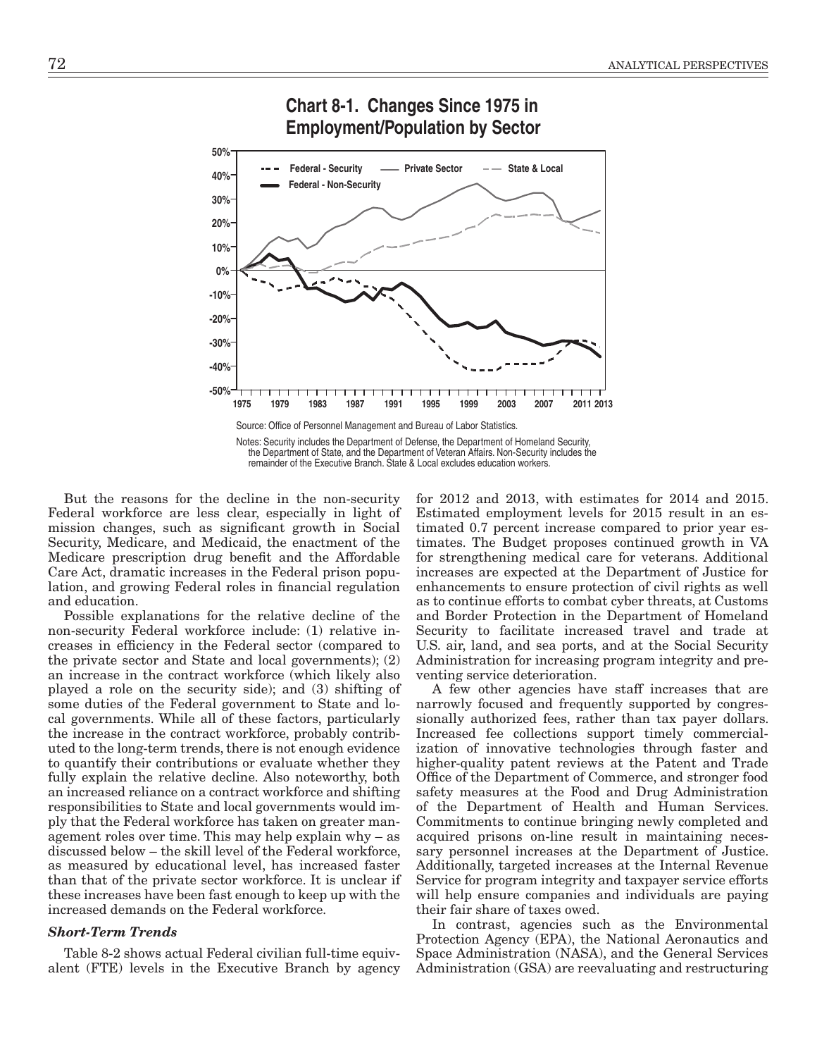## Chart 8-1. Changes Since 1975 in Employment/Population by Sector

Source: Office of Personnel Management and Bureau of Labor Statistics.

Notes: Security includes the Department of Defense, the Department of Homeland Security, the Department of State, and the Department of Veteran Affairs. Non-Security includes the remainder of the Executive Branch. State & Local excludes education workers.

But the reasons for the decline in the non-security Federal workforce are less clear, especially in light of mission changes, such as significant growth in Social Security, Medicare, and Medicaid, the enactment of the Medicare prescription drug benefit and the Affordable Care Act, dramatic increases in the Federal prison population, and growing Federal roles in financial regulation and education.

Possible explanations for the relative decline of the non-security Federal workforce include: (1) relative increases in efficiency in the Federal sector (compared to the private sector and State and local governments); (2) an increase in the contract workforce (which likely also played a role on the security side); and (3) shifting of some duties of the Federal government to State and local governments. While all of these factors, particularly the increase in the contract workforce, probably contributed to the long-term trends, there is not enough evidence to quantify their contributions or evaluate whether they fully explain the relative decline. Also noteworthy, both an increased reliance on a contract workforce and shifting responsibilities to State and local governments would imply that the Federal workforce has taken on greater management roles over time. This may help explain why – as discussed below – the skill level of the Federal workforce, as measured by educational level, has increased faster than that of the private sector workforce. It is unclear if these increases have been fast enough to keep up with the increased demands on the Federal workforce.

### *Short-Term Trends*

Table 8-2 shows actual Federal civilian full-time equivalent (FTE) levels in the Executive Branch by agency for 2012 and 2013, with estimates for 2014 and 2015. Estimated employment levels for 2015 result in an estimated 0.7 percent increase compared to prior year estimates. The Budget proposes continued growth in VA for strengthening medical care for veterans. Additional increases are expected at the Department of Justice for enhancements to ensure protection of civil rights as well as to continue efforts to combat cyber threats, at Customs and Border Protection in the Department of Homeland Security to facilitate increased travel and trade at U.S. air, land, and sea ports, and at the Social Security Administration for increasing program integrity and preventing service deterioration.

A few other agencies have staff increases that are narrowly focused and frequently supported by congressionally authorized fees, rather than tax payer dollars. Increased fee collections support timely commercialization of innovative technologies through faster and higher-quality patent reviews at the Patent and Trade Office of the Department of Commerce, and stronger food safety measures at the Food and Drug Administration of the Department of Health and Human Services. Commitments to continue bringing newly completed and acquired prisons on-line result in maintaining necessary personnel increases at the Department of Justice. Additionally, targeted increases at the Internal Revenue Service for program integrity and taxpayer service efforts will help ensure companies and individuals are paying their fair share of taxes owed.

In contrast, agencies such as the Environmental Protection Agency (EPA), the National Aeronautics and Space Administration (NASA), and the General Services Administration (GSA) are reevaluating and restructuring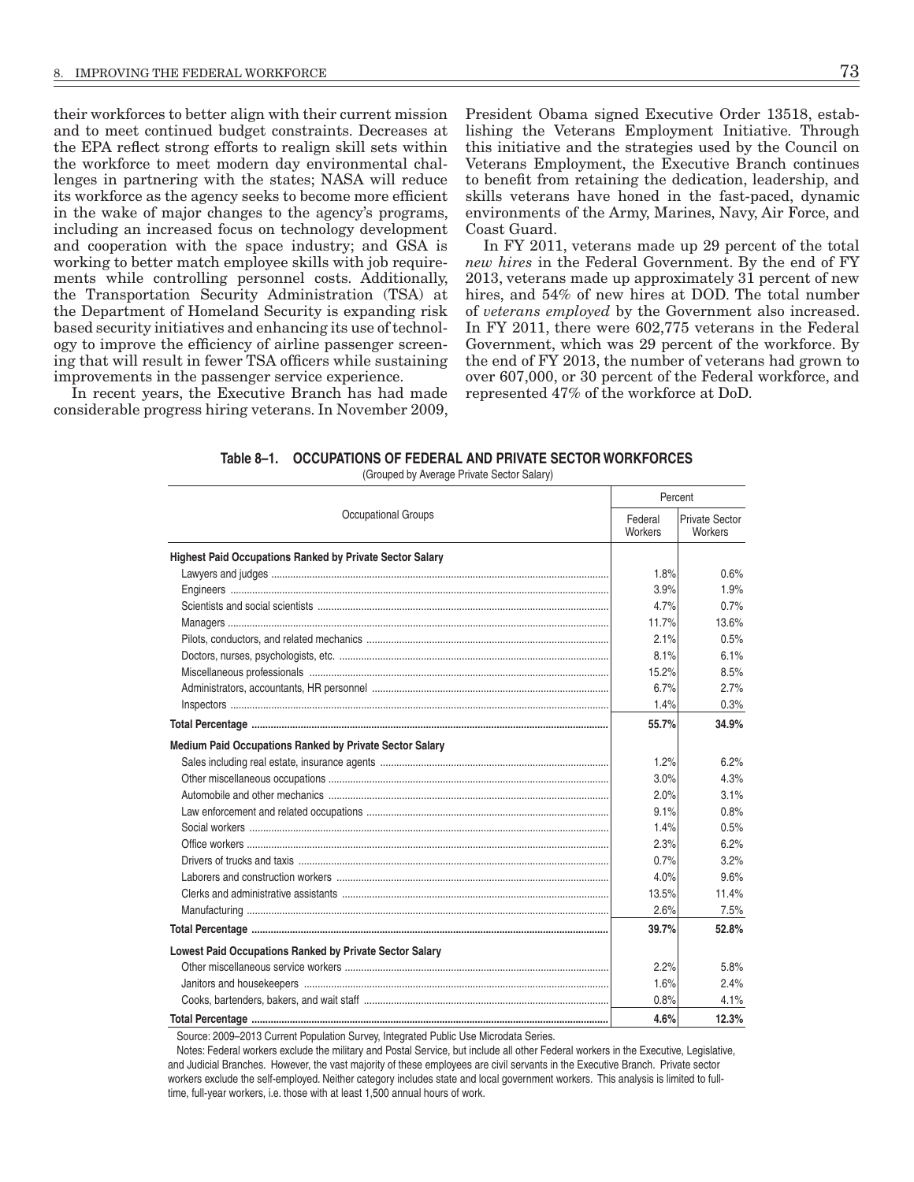their workforces to better align with their current mission and to meet continued budget constraints. Decreases at the EPA reflect strong efforts to realign skill sets within the workforce to meet modern day environmental challenges in partnering with the states; NASA will reduce its workforce as the agency seeks to become more efficient in the wake of major changes to the agency's programs, including an increased focus on technology development and cooperation with the space industry; and GSA is working to better match employee skills with job requirements while controlling personnel costs. Additionally, the Transportation Security Administration (TSA) at the Department of Homeland Security is expanding risk based security initiatives and enhancing its use of technology to improve the efficiency of airline passenger screening that will result in fewer TSA officers while sustaining improvements in the passenger service experience.

In recent years, the Executive Branch has had made considerable progress hiring veterans. In November 2009, President Obama signed Executive Order 13518, establishing the Veterans Employment Initiative. Through this initiative and the strategies used by the Council on Veterans Employment, the Executive Branch continues to benefit from retaining the dedication, leadership, and skills veterans have honed in the fast-paced, dynamic environments of the Army, Marines, Navy, Air Force, and Coast Guard.

In FY 2011, veterans made up 29 percent of the total *new hires* in the Federal Government. By the end of FY 2013, veterans made up approximately 31 percent of new hires, and 54% of new hires at DOD. The total number of *veterans employed* by the Government also increased. In FY 2011, there were 602,775 veterans in the Federal Government, which was 29 percent of the workforce. By the end of FY 2013, the number of veterans had grown to over 607,000, or 30 percent of the Federal workforce, and represented 47% of the workforce at DoD.

**Table 8–1. OCCUPATIONS OF FEDERAL AND PRIVATE SECTOR WORKFORCES**

(Grouped by Average Private Sector Salary)

| Occupational Groups | Percent | |
|---|---|---|
| | Federal Workers | Private Sector Workers |
| **Highest Paid Occupations Ranked by Private Sector Salary** | | |
| Lawyers and judges | 1.8% | 0.6% |
| Engineers | 3.9% | 1.9% |
| Scientists and social scientists | 4.7% | 0.7% |
| Managers | 11.7% | 13.6% |
| Pilots, conductors, and related mechanics | 2.1% | 0.5% |
| Doctors, nurses, psychologists, etc. | 8.1% | 6.1% |
| Miscellaneous professionals | 15.2% | 8.5% |
| Administrators, accountants, HR personnel | 6.7% | 2.7% |
| Inspectors | 1.4% | 0.3% |
| **Total Percentage** | **55.7%** | **34.9%** |
| **Medium Paid Occupations Ranked by Private Sector Salary** | | |
| Sales including real estate, insurance agents | 1.2% | 6.2% |
| Other miscellaneous occupations | 3.0% | 4.3% |
| Automobile and other mechanics | 2.0% | 3.1% |
| Law enforcement and related occupations | 9.1% | 0.8% |
| Social workers | 1.4% | 0.5% |
| Office workers | 2.3% | 6.2% |
| Drivers of trucks and taxis | 0.7% | 3.2% |
| Laborers and construction workers | 4.0% | 9.6% |
| Clerks and administrative assistants | 13.5% | 11.4% |
| Manufacturing | 2.6% | 7.5% |
| **Total Percentage** | **39.7%** | **52.8%** |
| **Lowest Paid Occupations Ranked by Private Sector Salary** | | |
| Other miscellaneous service workers | 2.2% | 5.8% |
| Janitors and housekeepers | 1.6% | 2.4% |
| Cooks, bartenders, bakers, and wait staff | 0.8% | 4.1% |
| **Total Percentage** | **4.6%** | **12.3%** |

Source: 2009–2013 Current Population Survey, Integrated Public Use Microdata Series.

Notes: Federal workers exclude the military and Postal Service, but include all other Federal workers in the Executive, Legislative, and Judicial Branches. However, the vast majority of these employees are civil servants in the Executive Branch. Private sector workers exclude the self-employed. Neither category includes state and local government workers. This analysis is limited to full-time, full-year workers, i.e. those with at least 1,500 annual hours of work.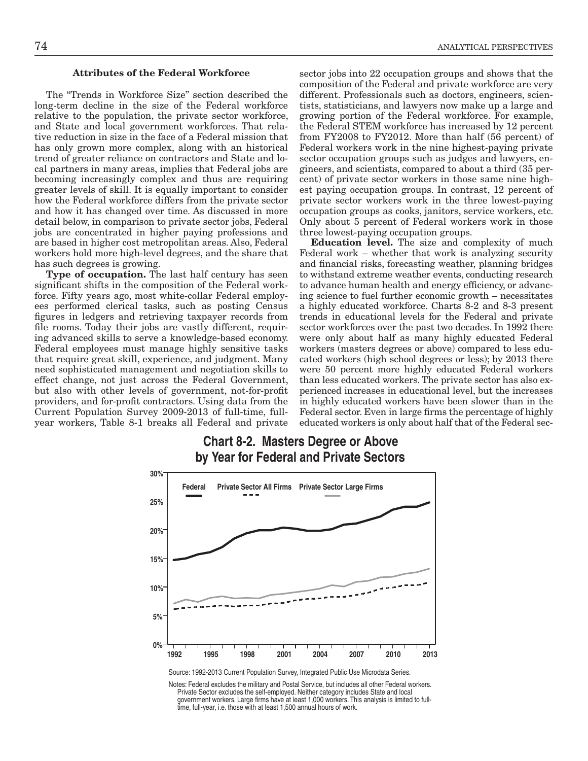### Attributes of the Federal Workforce

The "Trends in Workforce Size" section described the long-term decline in the size of the Federal workforce relative to the population, the private sector workforce, and State and local government workforces. That relative reduction in size in the face of a Federal mission that has only grown more complex, along with an historical trend of greater reliance on contractors and State and local partners in many areas, implies that Federal jobs are becoming increasingly complex and thus are requiring greater levels of skill. It is equally important to consider how the Federal workforce differs from the private sector and how it has changed over time. As discussed in more detail below, in comparison to private sector jobs, Federal jobs are concentrated in higher paying professions and are based in higher cost metropolitan areas. Also, Federal workers hold more high-level degrees, and the share that has such degrees is growing.

**Type of occupation.** The last half century has seen significant shifts in the composition of the Federal workforce. Fifty years ago, most white-collar Federal employees performed clerical tasks, such as posting Census figures in ledgers and retrieving taxpayer records from file rooms. Today their jobs are vastly different, requiring advanced skills to serve a knowledge-based economy. Federal employees must manage highly sensitive tasks that require great skill, experience, and judgment. Many need sophisticated management and negotiation skills to effect change, not just across the Federal Government, but also with other levels of government, not-for-profit providers, and for-profit contractors. Using data from the Current Population Survey 2009-2013 of full-time, full-year workers, Table 8-1 breaks all Federal and private sector jobs into 22 occupation groups and shows that the composition of the Federal and private workforce are very different. Professionals such as doctors, engineers, scientists, statisticians, and lawyers now make up a large and growing portion of the Federal workforce. For example, the Federal STEM workforce has increased by 12 percent from FY2008 to FY2012. More than half (56 percent) of Federal workers work in the nine highest-paying private sector occupation groups such as judges and lawyers, engineers, and scientists, compared to about a third (35 percent) of private sector workers in those same nine highest paying occupation groups. In contrast, 12 percent of private sector workers work in the three lowest-paying occupation groups as cooks, janitors, service workers, etc. Only about 5 percent of Federal workers work in those three lowest-paying occupation groups.

**Education level.** The size and complexity of much Federal work – whether that work is analyzing security and financial risks, forecasting weather, planning bridges to withstand extreme weather events, conducting research to advance human health and energy efficiency, or advancing science to fuel further economic growth – necessitates a highly educated workforce. Charts 8-2 and 8-3 present trends in educational levels for the Federal and private sector workforces over the past two decades. In 1992 there were only about half as many highly educated Federal workers (masters degrees or above) compared to less educated workers (high school degrees or less); by 2013 there were 50 percent more highly educated Federal workers than less educated workers. The private sector has also experienced increases in educational level, but the increases in highly educated workers have been slower than in the Federal sector. Even in large firms the percentage of highly educated workers is only about half that of the Federal sec-

**Chart 8-2. Masters Degree or Above by Year for Federal and Private Sectors**

Source: 1992-2013 Current Population Survey, Integrated Public Use Microdata Series.

Notes: Federal excludes the military and Postal Service, but includes all other Federal workers. Private Sector excludes the self-employed. Neither category includes State and local government workers. Large firms have at least 1,000 workers. This analysis is limited to full-time, full-year, i.e. those with at least 1,500 annual hours of work.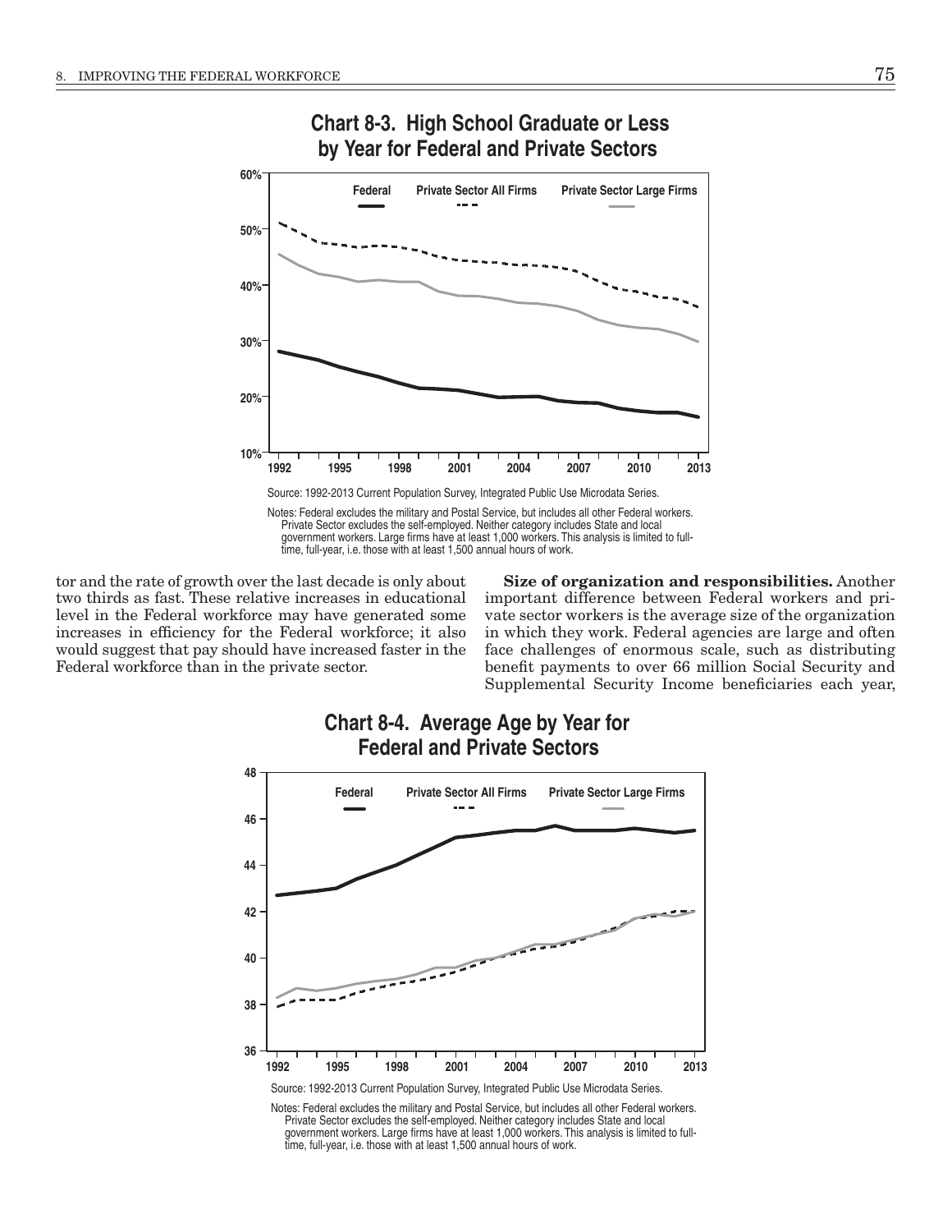## Chart 8-3. High School Graduate or Less by Year for Federal and Private Sectors

Source: 1992-2013 Current Population Survey, Integrated Public Use Microdata Series.

Notes: Federal excludes the military and Postal Service, but includes all other Federal workers. Private Sector excludes the self-employed. Neither category includes State and local government workers. Large firms have at least 1,000 workers. This analysis is limited to full-time, full-year, i.e. those with at least 1,500 annual hours of work.

tor and the rate of growth over the last decade is only about two thirds as fast. These relative increases in educational level in the Federal workforce may have generated some increases in efficiency for the Federal workforce; it also would suggest that pay should have increased faster in the Federal workforce than in the private sector.

**Size of organization and responsibilities.** Another important difference between Federal workers and private sector workers is the average size of the organization in which they work. Federal agencies are large and often face challenges of enormous scale, such as distributing benefit payments to over 66 million Social Security and Supplemental Security Income beneficiaries each year,

## Chart 8-4. Average Age by Year for Federal and Private Sectors

Source: 1992-2013 Current Population Survey, Integrated Public Use Microdata Series.

Notes: Federal excludes the military and Postal Service, but includes all other Federal workers. Private Sector excludes the self-employed. Neither category includes State and local government workers. Large firms have at least 1,000 workers. This analysis is limited to full-time, full-year, i.e. those with at least 1,500 annual hours of work.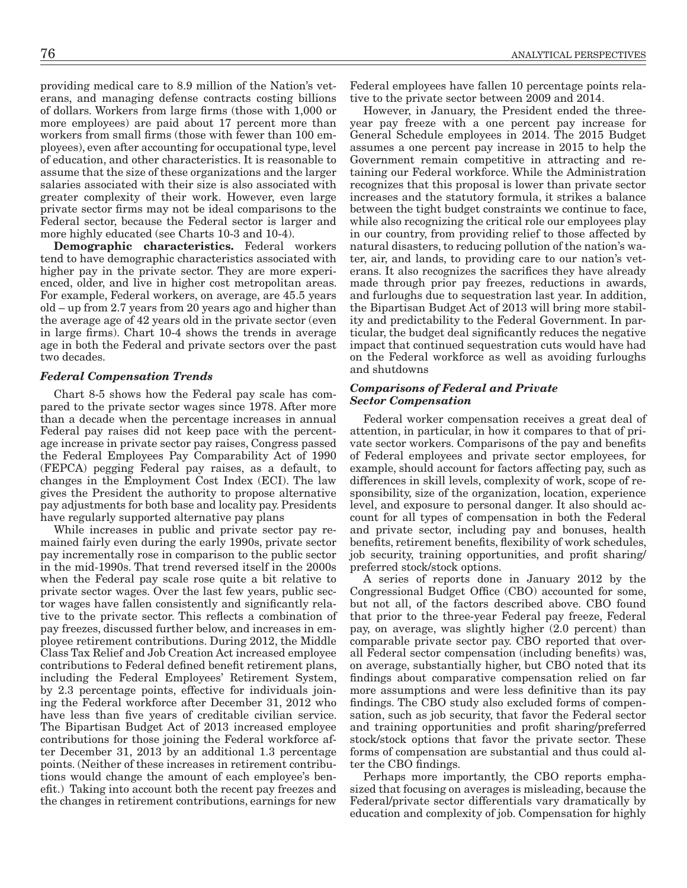providing medical care to 8.9 million of the Nation's veterans, and managing defense contracts costing billions of dollars. Workers from large firms (those with 1,000 or more employees) are paid about 17 percent more than workers from small firms (those with fewer than 100 employees), even after accounting for occupational type, level of education, and other characteristics. It is reasonable to assume that the size of these organizations and the larger salaries associated with their size is also associated with greater complexity of their work. However, even large private sector firms may not be ideal comparisons to the Federal sector, because the Federal sector is larger and more highly educated (see Charts 10-3 and 10-4).

**Demographic characteristics.** Federal workers tend to have demographic characteristics associated with higher pay in the private sector. They are more experienced, older, and live in higher cost metropolitan areas. For example, Federal workers, on average, are 45.5 years old – up from 2.7 years from 20 years ago and higher than the average age of 42 years old in the private sector (even in large firms). Chart 10-4 shows the trends in average age in both the Federal and private sectors over the past two decades.

### *Federal Compensation Trends*

Chart 8-5 shows how the Federal pay scale has compared to the private sector wages since 1978. After more than a decade when the percentage increases in annual Federal pay raises did not keep pace with the percentage increase in private sector pay raises, Congress passed the Federal Employees Pay Comparability Act of 1990 (FEPCA) pegging Federal pay raises, as a default, to changes in the Employment Cost Index (ECI). The law gives the President the authority to propose alternative pay adjustments for both base and locality pay. Presidents have regularly supported alternative pay plans

While increases in public and private sector pay remained fairly even during the early 1990s, private sector pay incrementally rose in comparison to the public sector in the mid-1990s. That trend reversed itself in the 2000s when the Federal pay scale rose quite a bit relative to private sector wages. Over the last few years, public sector wages have fallen consistently and significantly relative to the private sector. This reflects a combination of pay freezes, discussed further below, and increases in employee retirement contributions. During 2012, the Middle Class Tax Relief and Job Creation Act increased employee contributions to Federal defined benefit retirement plans, including the Federal Employees' Retirement System, by 2.3 percentage points, effective for individuals joining the Federal workforce after December 31, 2012 who have less than five years of creditable civilian service. The Bipartisan Budget Act of 2013 increased employee contributions for those joining the Federal workforce after December 31, 2013 by an additional 1.3 percentage points. (Neither of these increases in retirement contributions would change the amount of each employee's benefit.) Taking into account both the recent pay freezes and the changes in retirement contributions, earnings for new Federal employees have fallen 10 percentage points relative to the private sector between 2009 and 2014.

However, in January, the President ended the three-year pay freeze with a one percent pay increase for General Schedule employees in 2014. The 2015 Budget assumes a one percent pay increase in 2015 to help the Government remain competitive in attracting and retaining our Federal workforce. While the Administration recognizes that this proposal is lower than private sector increases and the statutory formula, it strikes a balance between the tight budget constraints we continue to face, while also recognizing the critical role our employees play in our country, from providing relief to those affected by natural disasters, to reducing pollution of the nation's water, air, and lands, to providing care to our nation's veterans. It also recognizes the sacrifices they have already made through prior pay freezes, reductions in awards, and furloughs due to sequestration last year. In addition, the Bipartisan Budget Act of 2013 will bring more stability and predictability to the Federal Government. In particular, the budget deal significantly reduces the negative impact that continued sequestration cuts would have had on the Federal workforce as well as avoiding furloughs and shutdowns

### *Comparisons of Federal and Private Sector Compensation*

Federal worker compensation receives a great deal of attention, in particular, in how it compares to that of private sector workers. Comparisons of the pay and benefits of Federal employees and private sector employees, for example, should account for factors affecting pay, such as differences in skill levels, complexity of work, scope of responsibility, size of the organization, location, experience level, and exposure to personal danger. It also should account for all types of compensation in both the Federal and private sector, including pay and bonuses, health benefits, retirement benefits, flexibility of work schedules, job security, training opportunities, and profit sharing/preferred stock/stock options.

A series of reports done in January 2012 by the Congressional Budget Office (CBO) accounted for some, but not all, of the factors described above. CBO found that prior to the three-year Federal pay freeze, Federal pay, on average, was slightly higher (2.0 percent) than comparable private sector pay. CBO reported that overall Federal sector compensation (including benefits) was, on average, substantially higher, but CBO noted that its findings about comparative compensation relied on far more assumptions and were less definitive than its pay findings. The CBO study also excluded forms of compensation, such as job security, that favor the Federal sector and training opportunities and profit sharing/preferred stock/stock options that favor the private sector. These forms of compensation are substantial and thus could alter the CBO findings.

Perhaps more importantly, the CBO reports emphasized that focusing on averages is misleading, because the Federal/private sector differentials vary dramatically by education and complexity of job. Compensation for highly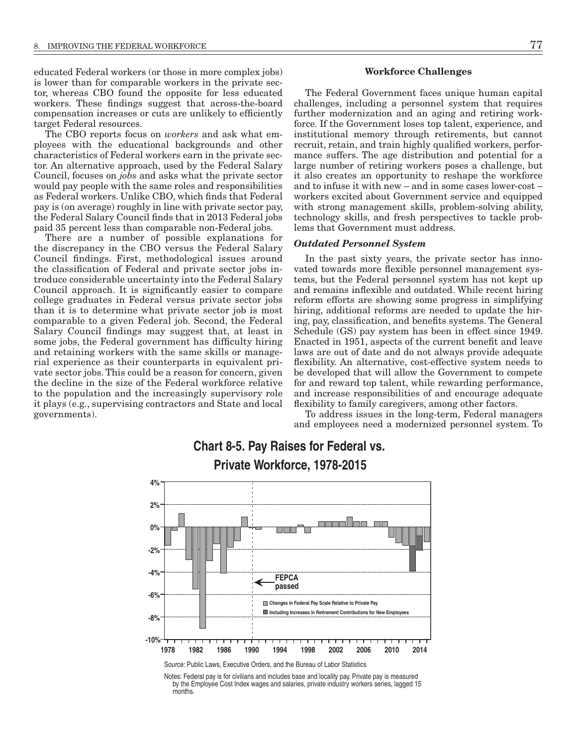educated Federal workers (or those in more complex jobs) is lower than for comparable workers in the private sector, whereas CBO found the opposite for less educated workers. These findings suggest that across-the-board compensation increases or cuts are unlikely to efficiently target Federal resources.

The CBO reports focus on *workers* and ask what employees with the educational backgrounds and other characteristics of Federal workers earn in the private sector. An alternative approach, used by the Federal Salary Council, focuses on *jobs* and asks what the private sector would pay people with the same roles and responsibilities as Federal workers. Unlike CBO, which finds that Federal pay is (on average) roughly in line with private sector pay, the Federal Salary Council finds that in 2013 Federal jobs paid 35 percent less than comparable non-Federal jobs.

There are a number of possible explanations for the discrepancy in the CBO versus the Federal Salary Council findings. First, methodological issues around the classification of Federal and private sector jobs introduce considerable uncertainty into the Federal Salary Council approach. It is significantly easier to compare college graduates in Federal versus private sector jobs than it is to determine what private sector job is most comparable to a given Federal job. Second, the Federal Salary Council findings may suggest that, at least in some jobs, the Federal government has difficulty hiring and retaining workers with the same skills or managerial experience as their counterparts in equivalent private sector jobs. This could be a reason for concern, given the decline in the size of the Federal workforce relative to the population and the increasingly supervisory role it plays (e.g., supervising contractors and State and local governments).

### Workforce Challenges

The Federal Government faces unique human capital challenges, including a personnel system that requires further modernization and an aging and retiring workforce. If the Government loses top talent, experience, and institutional memory through retirements, but cannot recruit, retain, and train highly qualified workers, performance suffers. The age distribution and potential for a large number of retiring workers poses a challenge, but it also creates an opportunity to reshape the workforce and to infuse it with new – and in some cases lower-cost – workers excited about Government service and equipped with strong management skills, problem-solving ability, technology skills, and fresh perspectives to tackle problems that Government must address.

#### *Outdated Personnel System*

In the past sixty years, the private sector has innovated towards more flexible personnel management systems, but the Federal personnel system has not kept up and remains inflexible and outdated. While recent hiring reform efforts are showing some progress in simplifying hiring, additional reforms are needed to update the hiring, pay, classification, and benefits systems. The General Schedule (GS) pay system has been in effect since 1949. Enacted in 1951, aspects of the current benefit and leave laws are out of date and do not always provide adequate flexibility. An alternative, cost-effective system needs to be developed that will allow the Government to compete for and reward top talent, while rewarding performance, and increase responsibilities of and encourage adequate flexibility to family caregivers, among other factors.

To address issues in the long-term, Federal managers and employees need a modernized personnel system. To

**Chart 8-5. Pay Raises for Federal vs. Private Workforce, 1978-2015**

Source: Public Laws, Executive Orders, and the Bureau of Labor Statistics

Notes: Federal pay is for civilians and includes base and locality pay. Private pay is measured by the Employee Cost Index wages and salaries, private industry workers series, lagged 15 months.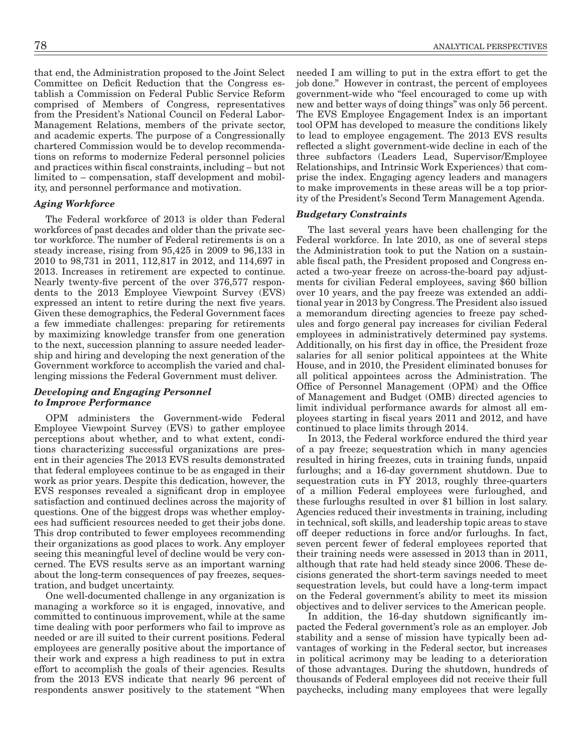that end, the Administration proposed to the Joint Select Committee on Deficit Reduction that the Congress establish a Commission on Federal Public Service Reform comprised of Members of Congress, representatives from the President's National Council on Federal Labor-Management Relations, members of the private sector, and academic experts. The purpose of a Congressionally chartered Commission would be to develop recommendations on reforms to modernize Federal personnel policies and practices within fiscal constraints, including – but not limited to – compensation, staff development and mobility, and personnel performance and motivation.

### *Aging Workforce*

The Federal workforce of 2013 is older than Federal workforces of past decades and older than the private sector workforce. The number of Federal retirements is on a steady increase, rising from 95,425 in 2009 to 96,133 in 2010 to 98,731 in 2011, 112,817 in 2012, and 114,697 in 2013. Increases in retirement are expected to continue. Nearly twenty-five percent of the over 376,577 respondents to the 2013 Employee Viewpoint Survey (EVS) expressed an intent to retire during the next five years. Given these demographics, the Federal Government faces a few immediate challenges: preparing for retirements by maximizing knowledge transfer from one generation to the next, succession planning to assure needed leadership and hiring and developing the next generation of the Government workforce to accomplish the varied and challenging missions the Federal Government must deliver.

### *Developing and Engaging Personnel to Improve Performance*

OPM administers the Government-wide Federal Employee Viewpoint Survey (EVS) to gather employee perceptions about whether, and to what extent, conditions characterizing successful organizations are present in their agencies The 2013 EVS results demonstrated that federal employees continue to be as engaged in their work as prior years. Despite this dedication, however, the EVS responses revealed a significant drop in employee satisfaction and continued declines across the majority of questions. One of the biggest drops was whether employees had sufficient resources needed to get their jobs done. This drop contributed to fewer employees recommending their organizations as good places to work. Any employer seeing this meaningful level of decline would be very concerned. The EVS results serve as an important warning about the long-term consequences of pay freezes, sequestration, and budget uncertainty.

One well-documented challenge in any organization is managing a workforce so it is engaged, innovative, and committed to continuous improvement, while at the same time dealing with poor performers who fail to improve as needed or are ill suited to their current positions. Federal employees are generally positive about the importance of their work and express a high readiness to put in extra effort to accomplish the goals of their agencies. Results from the 2013 EVS indicate that nearly 96 percent of respondents answer positively to the statement "When needed I am willing to put in the extra effort to get the job done." However in contrast, the percent of employees government-wide who "feel encouraged to come up with new and better ways of doing things" was only 56 percent. The EVS Employee Engagement Index is an important tool OPM has developed to measure the conditions likely to lead to employee engagement. The 2013 EVS results reflected a slight government-wide decline in each of the three subfactors (Leaders Lead, Supervisor/Employee Relationships, and Intrinsic Work Experiences) that comprise the index. Engaging agency leaders and managers to make improvements in these areas will be a top priority of the President's Second Term Management Agenda.

### *Budgetary Constraints*

The last several years have been challenging for the Federal workforce. In late 2010, as one of several steps the Administration took to put the Nation on a sustainable fiscal path, the President proposed and Congress enacted a two-year freeze on across-the-board pay adjustments for civilian Federal employees, saving $60 billion over 10 years, and the pay freeze was extended an additional year in 2013 by Congress. The President also issued a memorandum directing agencies to freeze pay schedules and forgo general pay increases for civilian Federal employees in administratively determined pay systems. Additionally, on his first day in office, the President froze salaries for all senior political appointees at the White House, and in 2010, the President eliminated bonuses for all political appointees across the Administration. The Office of Personnel Management (OPM) and the Office of Management and Budget (OMB) directed agencies to limit individual performance awards for almost all employees starting in fiscal years 2011 and 2012, and have continued to place limits through 2014.

In 2013, the Federal workforce endured the third year of a pay freeze; sequestration which in many agencies resulted in hiring freezes, cuts in training funds, unpaid furloughs; and a 16-day government shutdown. Due to sequestration cuts in FY 2013, roughly three-quarters of a million Federal employees were furloughed, and these furloughs resulted in over $1 billion in lost salary. Agencies reduced their investments in training, including in technical, soft skills, and leadership topic areas to stave off deeper reductions in force and/or furloughs. In fact, seven percent fewer of federal employees reported that their training needs were assessed in 2013 than in 2011, although that rate had held steady since 2006. These decisions generated the short-term savings needed to meet sequestration levels, but could have a long-term impact on the Federal government's ability to meet its mission objectives and to deliver services to the American people.

In addition, the 16-day shutdown significantly impacted the Federal government's role as an employer. Job stability and a sense of mission have typically been advantages of working in the Federal sector, but increases in political acrimony may be leading to a deterioration of those advantages. During the shutdown, hundreds of thousands of Federal employees did not receive their full paychecks, including many employees that were legally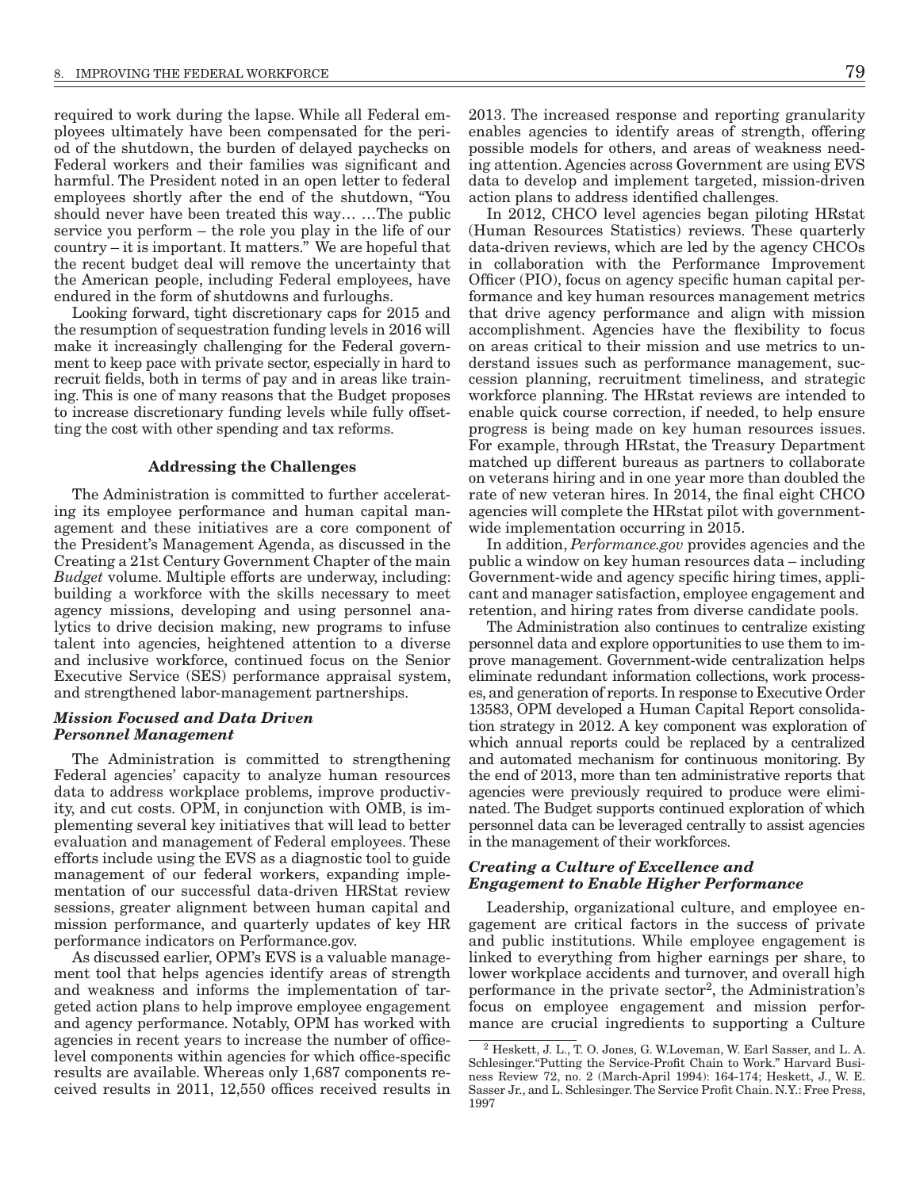required to work during the lapse. While all Federal employees ultimately have been compensated for the period of the shutdown, the burden of delayed paychecks on Federal workers and their families was significant and harmful. The President noted in an open letter to federal employees shortly after the end of the shutdown, "You should never have been treated this way… …The public service you perform – the role you play in the life of our country – it is important. It matters." We are hopeful that the recent budget deal will remove the uncertainty that the American people, including Federal employees, have endured in the form of shutdowns and furloughs.

Looking forward, tight discretionary caps for 2015 and the resumption of sequestration funding levels in 2016 will make it increasingly challenging for the Federal government to keep pace with private sector, especially in hard to recruit fields, both in terms of pay and in areas like training. This is one of many reasons that the Budget proposes to increase discretionary funding levels while fully offsetting the cost with other spending and tax reforms.

### Addressing the Challenges

The Administration is committed to further accelerating its employee performance and human capital management and these initiatives are a core component of the President's Management Agenda, as discussed in the Creating a 21st Century Government Chapter of the main *Budget* volume. Multiple efforts are underway, including: building a workforce with the skills necessary to meet agency missions, developing and using personnel analytics to drive decision making, new programs to infuse talent into agencies, heightened attention to a diverse and inclusive workforce, continued focus on the Senior Executive Service (SES) performance appraisal system, and strengthened labor-management partnerships.

#### *Mission Focused and Data Driven Personnel Management*

The Administration is committed to strengthening Federal agencies' capacity to analyze human resources data to address workplace problems, improve productivity, and cut costs. OPM, in conjunction with OMB, is implementing several key initiatives that will lead to better evaluation and management of Federal employees. These efforts include using the EVS as a diagnostic tool to guide management of our federal workers, expanding implementation of our successful data-driven HRStat review sessions, greater alignment between human capital and mission performance, and quarterly updates of key HR performance indicators on Performance.gov.

As discussed earlier, OPM's EVS is a valuable management tool that helps agencies identify areas of strength and weakness and informs the implementation of targeted action plans to help improve employee engagement and agency performance. Notably, OPM has worked with agencies in recent years to increase the number of office-level components within agencies for which office-specific results are available. Whereas only 1,687 components received results in 2011, 12,550 offices received results in 2013. The increased response and reporting granularity enables agencies to identify areas of strength, offering possible models for others, and areas of weakness needing attention. Agencies across Government are using EVS data to develop and implement targeted, mission-driven action plans to address identified challenges.

In 2012, CHCO level agencies began piloting HRstat (Human Resources Statistics) reviews. These quarterly data-driven reviews, which are led by the agency CHCOs in collaboration with the Performance Improvement Officer (PIO), focus on agency specific human capital performance and key human resources management metrics that drive agency performance and align with mission accomplishment. Agencies have the flexibility to focus on areas critical to their mission and use metrics to understand issues such as performance management, succession planning, recruitment timeliness, and strategic workforce planning. The HRstat reviews are intended to enable quick course correction, if needed, to help ensure progress is being made on key human resources issues. For example, through HRstat, the Treasury Department matched up different bureaus as partners to collaborate on veterans hiring and in one year more than doubled the rate of new veteran hires. In 2014, the final eight CHCO agencies will complete the HRstat pilot with government-wide implementation occurring in 2015.

In addition, *Performance.gov* provides agencies and the public a window on key human resources data – including Government-wide and agency specific hiring times, applicant and manager satisfaction, employee engagement and retention, and hiring rates from diverse candidate pools.

The Administration also continues to centralize existing personnel data and explore opportunities to use them to improve management. Government-wide centralization helps eliminate redundant information collections, work processes, and generation of reports. In response to Executive Order 13583, OPM developed a Human Capital Report consolidation strategy in 2012. A key component was exploration of which annual reports could be replaced by a centralized and automated mechanism for continuous monitoring. By the end of 2013, more than ten administrative reports that agencies were previously required to produce were eliminated. The Budget supports continued exploration of which personnel data can be leveraged centrally to assist agencies in the management of their workforces.

#### *Creating a Culture of Excellence and Engagement to Enable Higher Performance*

Leadership, organizational culture, and employee engagement are critical factors in the success of private and public institutions. While employee engagement is linked to everything from higher earnings per share, to lower workplace accidents and turnover, and overall high performance in the private sector[2], the Administration's focus on employee engagement and mission performance are crucial ingredients to supporting a Culture

[2] Heskett, J. L., T. O. Jones, G. W.Loveman, W. Earl Sasser, and L. A. Schlesinger."Putting the Service-Profit Chain to Work." Harvard Business Review 72, no. 2 (March-April 1994): 164-174; Heskett, J., W. E. Sasser Jr., and L. Schlesinger. The Service Profit Chain. N.Y.: Free Press, 1997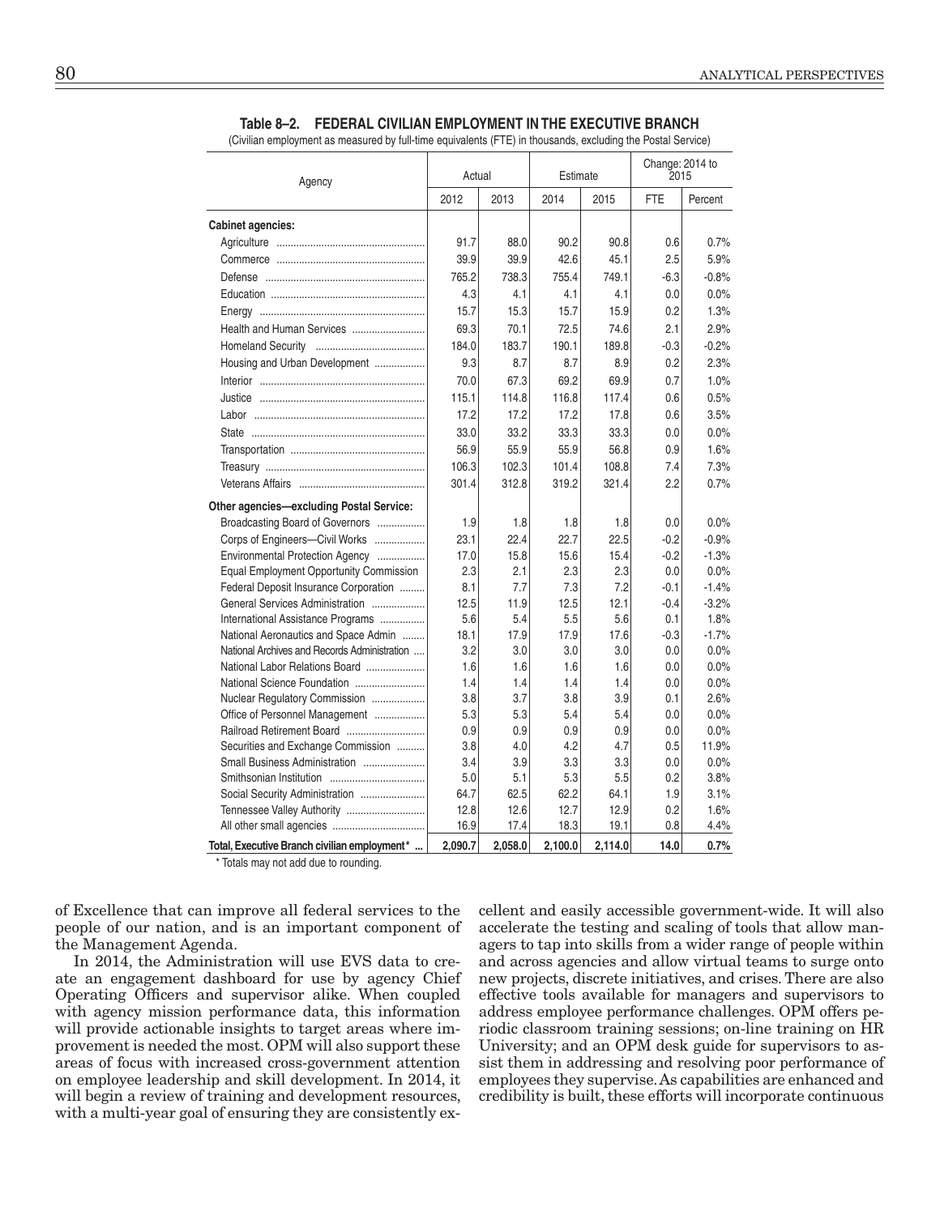**Table 8–2. FEDERAL CIVILIAN EMPLOYMENT IN THE EXECUTIVE BRANCH**

(Civilian employment as measured by full-time equivalents (FTE) in thousands, excluding the Postal Service)

| Agency | Actual | | Estimate | | Change: 2014 to 2015 | |
|---|---|---|---|---|---|---|
| | 2012 | 2013 | 2014 | 2015 | FTE | Percent |
| **Cabinet agencies:** | | | | | | |
| Agriculture | 91.7 | 88.0 | 90.2 | 90.8 | 0.6 | 0.7% |
| Commerce | 39.9 | 39.9 | 42.6 | 45.1 | 2.5 | 5.9% |
| Defense | 765.2 | 738.3 | 755.4 | 749.1 | -6.3 | -0.8% |
| Education | 4.3 | 4.1 | 4.1 | 4.1 | 0.0 | 0.0% |
| Energy | 15.7 | 15.3 | 15.7 | 15.9 | 0.2 | 1.3% |
| Health and Human Services | 69.3 | 70.1 | 72.5 | 74.6 | 2.1 | 2.9% |
| Homeland Security | 184.0 | 183.7 | 190.1 | 189.8 | -0.3 | -0.2% |
| Housing and Urban Development | 9.3 | 8.7 | 8.7 | 8.9 | 0.2 | 2.3% |
| Interior | 70.0 | 67.3 | 69.2 | 69.9 | 0.7 | 1.0% |
| Justice | 115.1 | 114.8 | 116.8 | 117.4 | 0.6 | 0.5% |
| Labor | 17.2 | 17.2 | 17.2 | 17.8 | 0.6 | 3.5% |
| State | 33.0 | 33.2 | 33.3 | 33.3 | 0.0 | 0.0% |
| Transportation | 56.9 | 55.9 | 55.9 | 56.8 | 0.9 | 1.6% |
| Treasury | 106.3 | 102.3 | 101.4 | 108.8 | 7.4 | 7.3% |
| Veterans Affairs | 301.4 | 312.8 | 319.2 | 321.4 | 2.2 | 0.7% |
| **Other agencies—excluding Postal Service:** | | | | | | |
| Broadcasting Board of Governors | 1.9 | 1.8 | 1.8 | 1.8 | 0.0 | 0.0% |
| Corps of Engineers—Civil Works | 23.1 | 22.4 | 22.7 | 22.5 | -0.2 | -0.9% |
| Environmental Protection Agency | 17.0 | 15.8 | 15.6 | 15.4 | -0.2 | -1.3% |
| Equal Employment Opportunity Commission | 2.3 | 2.1 | 2.3 | 2.3 | 0.0 | 0.0% |
| Federal Deposit Insurance Corporation | 8.1 | 7.7 | 7.3 | 7.2 | -0.1 | -1.4% |
| General Services Administration | 12.5 | 11.9 | 12.5 | 12.1 | -0.4 | -3.2% |
| International Assistance Programs | 5.6 | 5.4 | 5.5 | 5.6 | 0.1 | 1.8% |
| National Aeronautics and Space Admin | 18.1 | 17.9 | 17.9 | 17.6 | -0.3 | -1.7% |
| National Archives and Records Administration | 3.2 | 3.0 | 3.0 | 3.0 | 0.0 | 0.0% |
| National Labor Relations Board | 1.6 | 1.6 | 1.6 | 1.6 | 0.0 | 0.0% |
| National Science Foundation | 1.4 | 1.4 | 1.4 | 1.4 | 0.0 | 0.0% |
| Nuclear Regulatory Commission | 3.8 | 3.7 | 3.8 | 3.9 | 0.1 | 2.6% |
| Office of Personnel Management | 5.3 | 5.3 | 5.4 | 5.4 | 0.0 | 0.0% |
| Railroad Retirement Board | 0.9 | 0.9 | 0.9 | 0.9 | 0.0 | 0.0% |
| Securities and Exchange Commission | 3.8 | 4.0 | 4.2 | 4.7 | 0.5 | 11.9% |
| Small Business Administration | 3.4 | 3.9 | 3.3 | 3.3 | 0.0 | 0.0% |
| Smithsonian Institution | 5.0 | 5.1 | 5.3 | 5.5 | 0.2 | 3.8% |
| Social Security Administration | 64.7 | 62.5 | 62.2 | 64.1 | 1.9 | 3.1% |
| Tennessee Valley Authority | 12.8 | 12.6 | 12.7 | 12.9 | 0.2 | 1.6% |
| All other small agencies | 16.9 | 17.4 | 18.3 | 19.1 | 0.8 | 4.4% |
| **Total, Executive Branch civilian employment*** | **2,090.7** | **2,058.0** | **2,100.0** | **2,114.0** | **14.0** | **0.7%** |

* Totals may not add due to rounding.

of Excellence that can improve all federal services to the people of our nation, and is an important component of the Management Agenda.

In 2014, the Administration will use EVS data to create an engagement dashboard for use by agency Chief Operating Officers and supervisor alike. When coupled with agency mission performance data, this information will provide actionable insights to target areas where improvement is needed the most. OPM will also support these areas of focus with increased cross-government attention on employee leadership and skill development. In 2014, it will begin a review of training and development resources, with a multi-year goal of ensuring they are consistently excellent and easily accessible government-wide. It will also accelerate the testing and scaling of tools that allow managers to tap into skills from a wider range of people within and across agencies and allow virtual teams to surge onto new projects, discrete initiatives, and crises. There are also effective tools available for managers and supervisors to address employee performance challenges. OPM offers periodic classroom training sessions; on-line training on HR University; and an OPM desk guide for supervisors to assist them in addressing and resolving poor performance of employees they supervise. As capabilities are enhanced and credibility is built, these efforts will incorporate continuous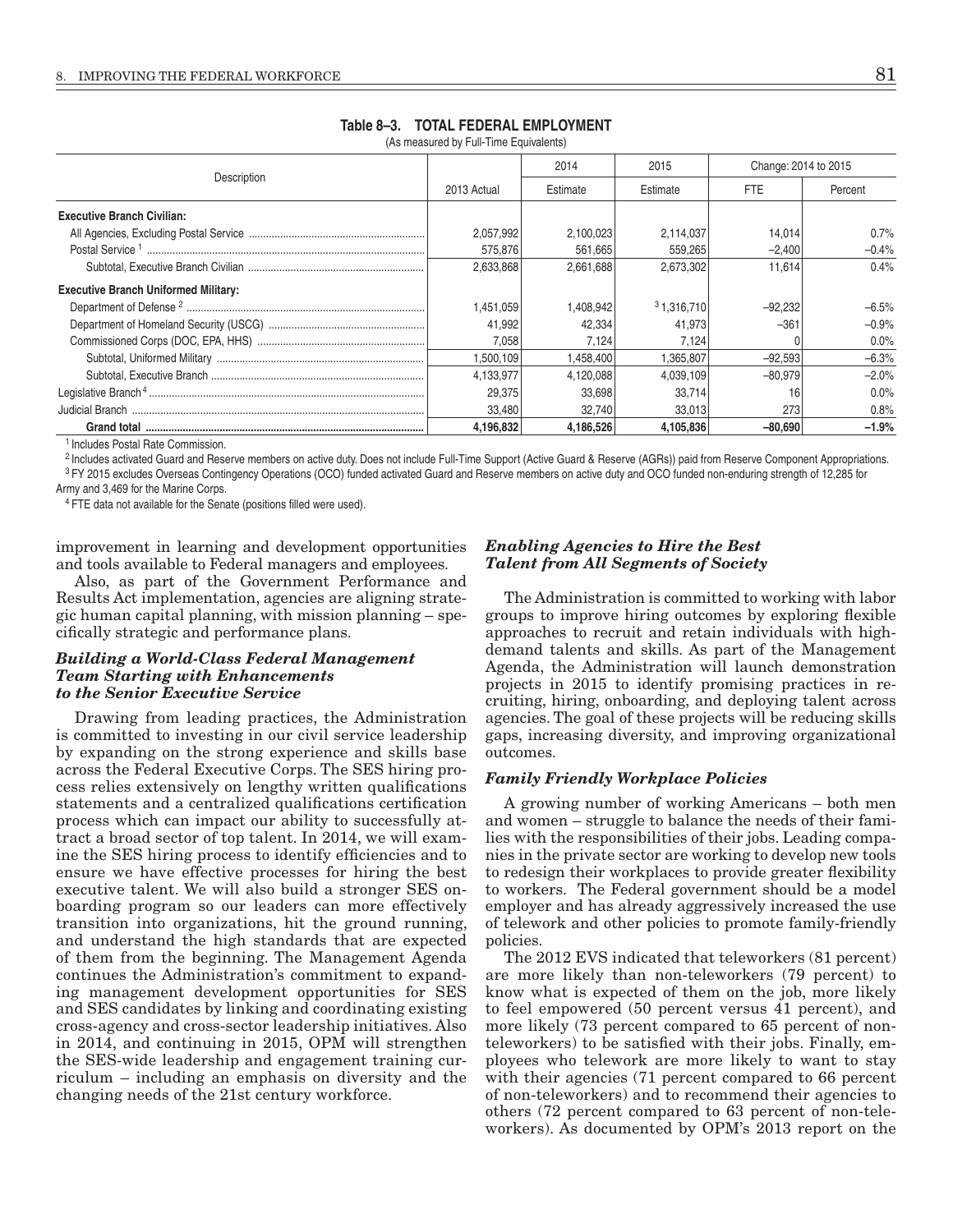**Table 8–3. TOTAL FEDERAL EMPLOYMENT**
(As measured by Full-Time Equivalents)

| Description | 2013 Actual | 2014 Estimate | 2015 Estimate | Change: 2014 to 2015 FTE | Change: 2014 to 2015 Percent |
|---|---|---|---|---|---|
| **Executive Branch Civilian:** | | | | | |
| All Agencies, Excluding Postal Service | 2,057,992 | 2,100,023 | 2,114,037 | 14,014 | 0.7% |
| Postal Service [1] | 575,876 | 561,665 | 559,265 | –2,400 | –0.4% |
| Subtotal, Executive Branch Civilian | 2,633,868 | 2,661,688 | 2,673,302 | 11,614 | 0.4% |
| **Executive Branch Uniformed Military:** | | | | | |
| Department of Defense [2] | 1,451,059 | 1,408,942 | [3] 1,316,710 | –92,232 | –6.5% |
| Department of Homeland Security (USCG) | 41,992 | 42,334 | 41,973 | –361 | –0.9% |
| Commissioned Corps (DOC, EPA, HHS) | 7,058 | 7,124 | 7,124 | 0 | 0.0% |
| Subtotal, Uniformed Military | 1,500,109 | 1,458,400 | 1,365,807 | –92,593 | –6.3% |
| Subtotal, Executive Branch | 4,133,977 | 4,120,088 | 4,039,109 | –80,979 | –2.0% |
| Legislative Branch [4] | 29,375 | 33,698 | 33,714 | 16 | 0.0% |
| Judicial Branch | 33,480 | 32,740 | 33,013 | 273 | 0.8% |
| **Grand total** | **4,196,832** | **4,186,526** | **4,105,836** | **–80,690** | **–1.9%** |

[1] Includes Postal Rate Commission.
[2] Includes activated Guard and Reserve members on active duty. Does not include Full-Time Support (Active Guard & Reserve (AGRs)) paid from Reserve Component Appropriations.
[3] FY 2015 excludes Overseas Contingency Operations (OCO) funded activated Guard and Reserve members on active duty and OCO funded non-enduring strength of 12,285 for Army and 3,469 for the Marine Corps.
[4] FTE data not available for the Senate (positions filled were used).

improvement in learning and development opportunities and tools available to Federal managers and employees.

Also, as part of the Government Performance and Results Act implementation, agencies are aligning strategic human capital planning, with mission planning – specifically strategic and performance plans.

### *Building a World-Class Federal Management Team Starting with Enhancements to the Senior Executive Service*

Drawing from leading practices, the Administration is committed to investing in our civil service leadership by expanding on the strong experience and skills base across the Federal Executive Corps. The SES hiring process relies extensively on lengthy written qualifications statements and a centralized qualifications certification process which can impact our ability to successfully attract a broad sector of top talent. In 2014, we will examine the SES hiring process to identify efficiencies and to ensure we have effective processes for hiring the best executive talent. We will also build a stronger SES onboarding program so our leaders can more effectively transition into organizations, hit the ground running, and understand the high standards that are expected of them from the beginning. The Management Agenda continues the Administration's commitment to expanding management development opportunities for SES and SES candidates by linking and coordinating existing cross-agency and cross-sector leadership initiatives. Also in 2014, and continuing in 2015, OPM will strengthen the SES-wide leadership and engagement training curriculum – including an emphasis on diversity and the changing needs of the 21st century workforce.

### *Enabling Agencies to Hire the Best Talent from All Segments of Society*

The Administration is committed to working with labor groups to improve hiring outcomes by exploring flexible approaches to recruit and retain individuals with high-demand talents and skills. As part of the Management Agenda, the Administration will launch demonstration projects in 2015 to identify promising practices in recruiting, hiring, onboarding, and deploying talent across agencies. The goal of these projects will be reducing skills gaps, increasing diversity, and improving organizational outcomes.

### *Family Friendly Workplace Policies*

A growing number of working Americans – both men and women – struggle to balance the needs of their families with the responsibilities of their jobs. Leading companies in the private sector are working to develop new tools to redesign their workplaces to provide greater flexibility to workers. The Federal government should be a model employer and has already aggressively increased the use of telework and other policies to promote family-friendly policies.

The 2012 EVS indicated that teleworkers (81 percent) are more likely than non-teleworkers (79 percent) to know what is expected of them on the job, more likely to feel empowered (50 percent versus 41 percent), and more likely (73 percent compared to 65 percent of non-teleworkers) to be satisfied with their jobs. Finally, employees who telework are more likely to want to stay with their agencies (71 percent compared to 66 percent of non-teleworkers) and to recommend their agencies to others (72 percent compared to 63 percent of non-teleworkers). As documented by OPM's 2013 report on the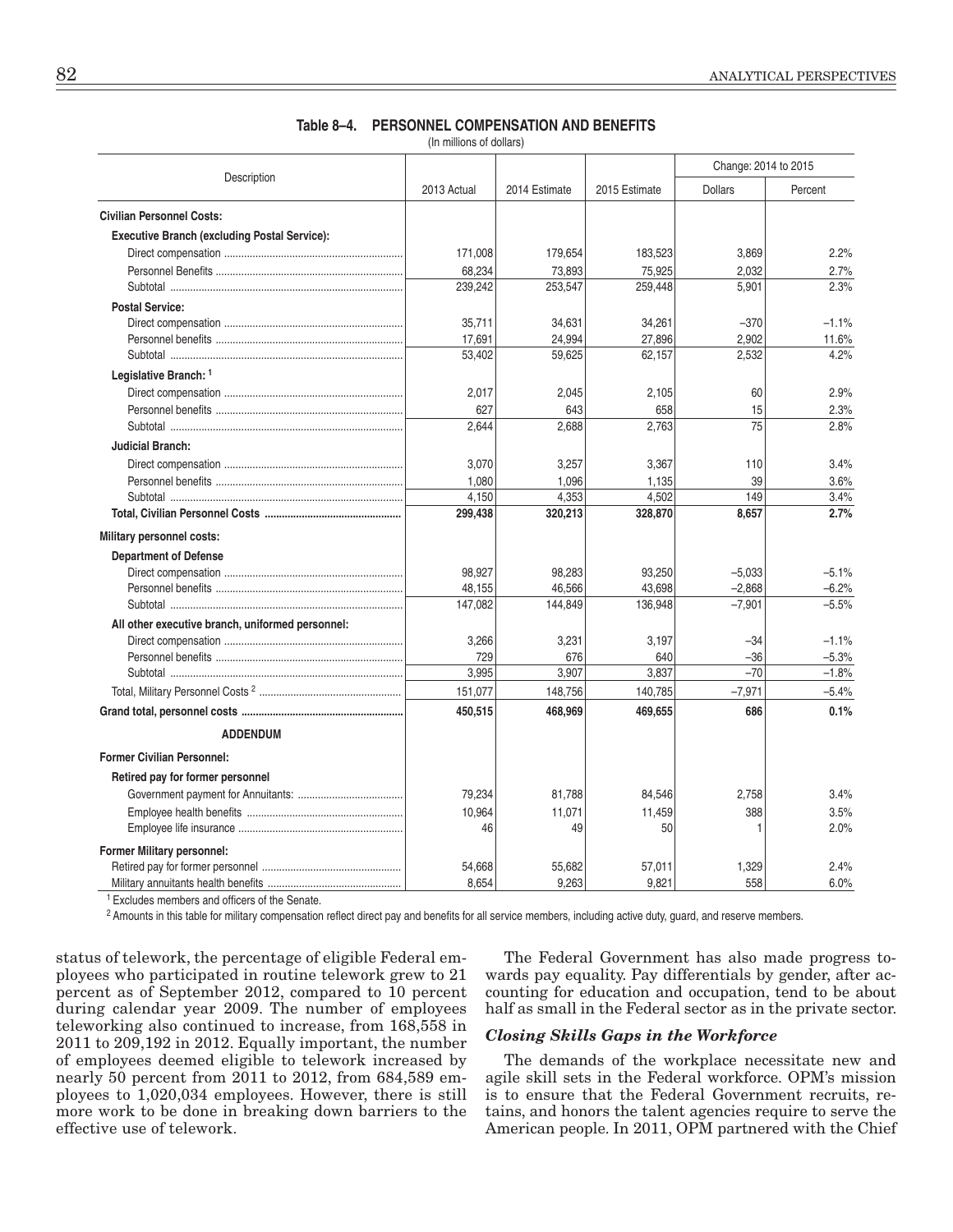**Table 8–4. PERSONNEL COMPENSATION AND BENEFITS**

(In millions of dollars)

| Description | 2013 Actual | 2014 Estimate | 2015 Estimate | Change: 2014 to 2015 | |
|---|---|---|---|---|---|
| | | | | Dollars | Percent |
| **Civilian Personnel Costs:** | | | | | |
| **Executive Branch (excluding Postal Service):** | | | | | |
| Direct compensation | 171,008 | 179,654 | 183,523 | 3,869 | 2.2% |
| Personnel Benefits | 68,234 | 73,893 | 75,925 | 2,032 | 2.7% |
| Subtotal | 239,242 | 253,547 | 259,448 | 5,901 | 2.3% |
| **Postal Service:** | | | | | |
| Direct compensation | 35,711 | 34,631 | 34,261 | –370 | –1.1% |
| Personnel benefits | 17,691 | 24,994 | 27,896 | 2,902 | 11.6% |
| Subtotal | 53,402 | 59,625 | 62,157 | 2,532 | 4.2% |
| **Legislative Branch:** [1] | | | | | |
| Direct compensation | 2,017 | 2,045 | 2,105 | 60 | 2.9% |
| Personnel benefits | 627 | 643 | 658 | 15 | 2.3% |
| Subtotal | 2,644 | 2,688 | 2,763 | 75 | 2.8% |
| **Judicial Branch:** | | | | | |
| Direct compensation | 3,070 | 3,257 | 3,367 | 110 | 3.4% |
| Personnel benefits | 1,080 | 1,096 | 1,135 | 39 | 3.6% |
| Subtotal | 4,150 | 4,353 | 4,502 | 149 | 3.4% |
| **Total, Civilian Personnel Costs** | **299,438** | **320,213** | **328,870** | **8,657** | **2.7%** |
| **Military personnel costs:** | | | | | |
| **Department of Defense** | | | | | |
| Direct compensation | 98,927 | 98,283 | 93,250 | –5,033 | –5.1% |
| Personnel benefits | 48,155 | 46,566 | 43,698 | –2,868 | –6.2% |
| Subtotal | 147,082 | 144,849 | 136,948 | –7,901 | –5.5% |
| **All other executive branch, uniformed personnel:** | | | | | |
| Direct compensation | 3,266 | 3,231 | 3,197 | –34 | –1.1% |
| Personnel benefits | 729 | 676 | 640 | –36 | –5.3% |
| Subtotal | 3,995 | 3,907 | 3,837 | –70 | –1.8% |
| Total, Military Personnel Costs [2] | 151,077 | 148,756 | 140,785 | –7,971 | –5.4% |
| **Grand total, personnel costs** | **450,515** | **468,969** | **469,655** | **686** | **0.1%** |
| **ADDENDUM** | | | | | |
| **Former Civilian Personnel:** | | | | | |
| **Retired pay for former personnel** | | | | | |
| Government payment for Annuitants: | 79,234 | 81,788 | 84,546 | 2,758 | 3.4% |
| Employee health benefits | 10,964 | 11,071 | 11,459 | 388 | 3.5% |
| Employee life insurance | 46 | 49 | 50 | 1 | 2.0% |
| **Former Military personnel:** | | | | | |
| Retired pay for former personnel | 54,668 | 55,682 | 57,011 | 1,329 | 2.4% |
| Military annuitants health benefits | 8,654 | 9,263 | 9,821 | 558 | 6.0% |

[1] Excludes members and officers of the Senate.

[2] Amounts in this table for military compensation reflect direct pay and benefits for all service members, including active duty, guard, and reserve members.

status of telework, the percentage of eligible Federal employees who participated in routine telework grew to 21 percent as of September 2012, compared to 10 percent during calendar year 2009. The number of employees teleworking also continued to increase, from 168,558 in 2011 to 209,192 in 2012. Equally important, the number of employees deemed eligible to telework increased by nearly 50 percent from 2011 to 2012, from 684,589 employees to 1,020,034 employees. However, there is still more work to be done in breaking down barriers to the effective use of telework.

The Federal Government has also made progress towards pay equality. Pay differentials by gender, after accounting for education and occupation, tend to be about half as small in the Federal sector as in the private sector.

### *Closing Skills Gaps in the Workforce*

The demands of the workplace necessitate new and agile skill sets in the Federal workforce. OPM's mission is to ensure that the Federal Government recruits, retains, and honors the talent agencies require to serve the American people. In 2011, OPM partnered with the Chief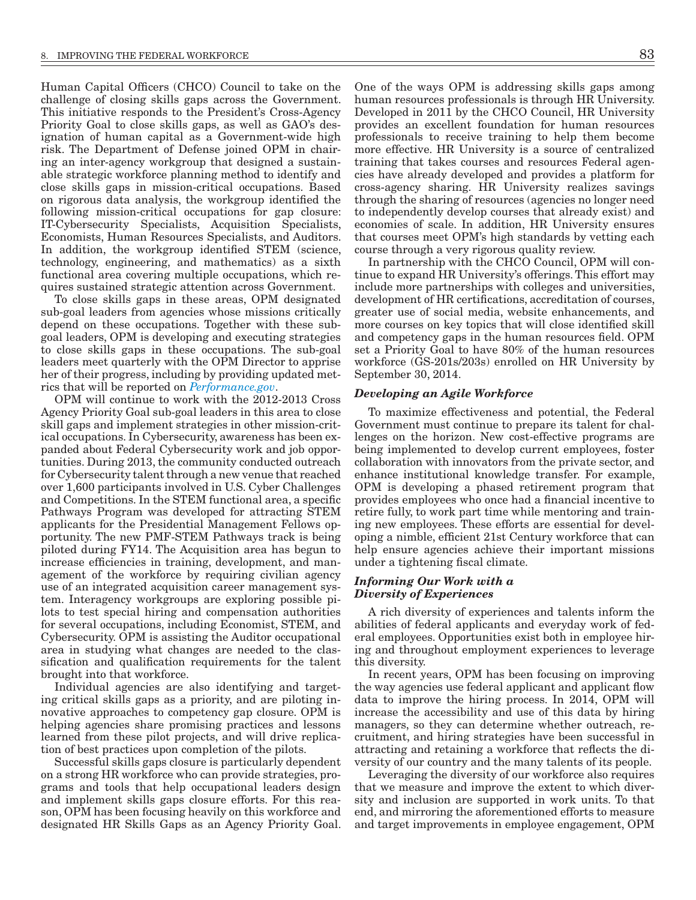Human Capital Officers (CHCO) Council to take on the challenge of closing skills gaps across the Government. This initiative responds to the President's Cross-Agency Priority Goal to close skills gaps, as well as GAO's designation of human capital as a Government-wide high risk. The Department of Defense joined OPM in chairing an inter-agency workgroup that designed a sustainable strategic workforce planning method to identify and close skills gaps in mission-critical occupations. Based on rigorous data analysis, the workgroup identified the following mission-critical occupations for gap closure: IT-Cybersecurity Specialists, Acquisition Specialists, Economists, Human Resources Specialists, and Auditors. In addition, the workgroup identified STEM (science, technology, engineering, and mathematics) as a sixth functional area covering multiple occupations, which requires sustained strategic attention across Government.

To close skills gaps in these areas, OPM designated sub-goal leaders from agencies whose missions critically depend on these occupations. Together with these sub-goal leaders, OPM is developing and executing strategies to close skills gaps in these occupations. The sub-goal leaders meet quarterly with the OPM Director to apprise her of their progress, including by providing updated metrics that will be reported on *Performance.gov*.

OPM will continue to work with the 2012-2013 Cross Agency Priority Goal sub-goal leaders in this area to close skill gaps and implement strategies in other mission-critical occupations. In Cybersecurity, awareness has been expanded about Federal Cybersecurity work and job opportunities. During 2013, the community conducted outreach for Cybersecurity talent through a new venue that reached over 1,600 participants involved in U.S. Cyber Challenges and Competitions. In the STEM functional area, a specific Pathways Program was developed for attracting STEM applicants for the Presidential Management Fellows opportunity. The new PMF-STEM Pathways track is being piloted during FY14. The Acquisition area has begun to increase efficiencies in training, development, and management of the workforce by requiring civilian agency use of an integrated acquisition career management system. Interagency workgroups are exploring possible pilots to test special hiring and compensation authorities for several occupations, including Economist, STEM, and Cybersecurity. OPM is assisting the Auditor occupational area in studying what changes are needed to the classification and qualification requirements for the talent brought into that workforce.

Individual agencies are also identifying and targeting critical skills gaps as a priority, and are piloting innovative approaches to competency gap closure. OPM is helping agencies share promising practices and lessons learned from these pilot projects, and will drive replication of best practices upon completion of the pilots.

Successful skills gaps closure is particularly dependent on a strong HR workforce who can provide strategies, programs and tools that help occupational leaders design and implement skills gaps closure efforts. For this reason, OPM has been focusing heavily on this workforce and designated HR Skills Gaps as an Agency Priority Goal. One of the ways OPM is addressing skills gaps among human resources professionals is through HR University. Developed in 2011 by the CHCO Council, HR University provides an excellent foundation for human resources professionals to receive training to help them become more effective. HR University is a source of centralized training that takes courses and resources Federal agencies have already developed and provides a platform for cross-agency sharing. HR University realizes savings through the sharing of resources (agencies no longer need to independently develop courses that already exist) and economies of scale. In addition, HR University ensures that courses meet OPM's high standards by vetting each course through a very rigorous quality review.

In partnership with the CHCO Council, OPM will continue to expand HR University's offerings. This effort may include more partnerships with colleges and universities, development of HR certifications, accreditation of courses, greater use of social media, website enhancements, and more courses on key topics that will close identified skill and competency gaps in the human resources field. OPM set a Priority Goal to have 80% of the human resources workforce (GS-201s/203s) enrolled on HR University by September 30, 2014.

### *Developing an Agile Workforce*

To maximize effectiveness and potential, the Federal Government must continue to prepare its talent for challenges on the horizon. New cost-effective programs are being implemented to develop current employees, foster collaboration with innovators from the private sector, and enhance institutional knowledge transfer. For example, OPM is developing a phased retirement program that provides employees who once had a financial incentive to retire fully, to work part time while mentoring and training new employees. These efforts are essential for developing a nimble, efficient 21st Century workforce that can help ensure agencies achieve their important missions under a tightening fiscal climate.

### *Informing Our Work with a Diversity of Experiences*

A rich diversity of experiences and talents inform the abilities of federal applicants and everyday work of federal employees. Opportunities exist both in employee hiring and throughout employment experiences to leverage this diversity.

In recent years, OPM has been focusing on improving the way agencies use federal applicant and applicant flow data to improve the hiring process. In 2014, OPM will increase the accessibility and use of this data by hiring managers, so they can determine whether outreach, recruitment, and hiring strategies have been successful in attracting and retaining a workforce that reflects the diversity of our country and the many talents of its people.

Leveraging the diversity of our workforce also requires that we measure and improve the extent to which diversity and inclusion are supported in work units. To that end, and mirroring the aforementioned efforts to measure and target improvements in employee engagement, OPM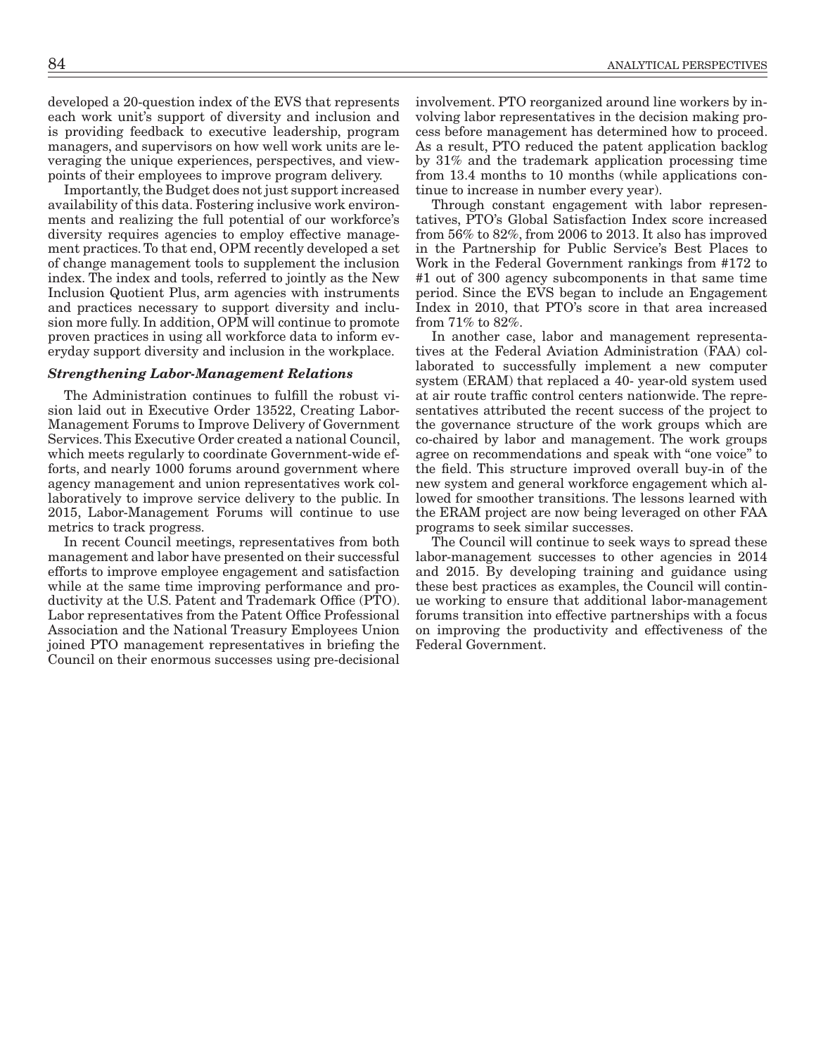developed a 20-question index of the EVS that represents each work unit's support of diversity and inclusion and is providing feedback to executive leadership, program managers, and supervisors on how well work units are leveraging the unique experiences, perspectives, and viewpoints of their employees to improve program delivery.

Importantly, the Budget does not just support increased availability of this data. Fostering inclusive work environments and realizing the full potential of our workforce's diversity requires agencies to employ effective management practices. To that end, OPM recently developed a set of change management tools to supplement the inclusion index. The index and tools, referred to jointly as the New Inclusion Quotient Plus, arm agencies with instruments and practices necessary to support diversity and inclusion more fully. In addition, OPM will continue to promote proven practices in using all workforce data to inform everyday support diversity and inclusion in the workplace.

***Strengthening Labor-Management Relations***

The Administration continues to fulfill the robust vision laid out in Executive Order 13522, Creating Labor-Management Forums to Improve Delivery of Government Services. This Executive Order created a national Council, which meets regularly to coordinate Government-wide efforts, and nearly 1000 forums around government where agency management and union representatives work collaboratively to improve service delivery to the public. In 2015, Labor-Management Forums will continue to use metrics to track progress.

In recent Council meetings, representatives from both management and labor have presented on their successful efforts to improve employee engagement and satisfaction while at the same time improving performance and productivity at the U.S. Patent and Trademark Office (PTO). Labor representatives from the Patent Office Professional Association and the National Treasury Employees Union joined PTO management representatives in briefing the Council on their enormous successes using pre-decisional involvement. PTO reorganized around line workers by involving labor representatives in the decision making process before management has determined how to proceed. As a result, PTO reduced the patent application backlog by 31% and the trademark application processing time from 13.4 months to 10 months (while applications continue to increase in number every year).

Through constant engagement with labor representatives, PTO's Global Satisfaction Index score increased from 56% to 82%, from 2006 to 2013. It also has improved in the Partnership for Public Service's Best Places to Work in the Federal Government rankings from #172 to #1 out of 300 agency subcomponents in that same time period. Since the EVS began to include an Engagement Index in 2010, that PTO's score in that area increased from 71% to 82%.

In another case, labor and management representatives at the Federal Aviation Administration (FAA) collaborated to successfully implement a new computer system (ERAM) that replaced a 40- year-old system used at air route traffic control centers nationwide. The representatives attributed the recent success of the project to the governance structure of the work groups which are co-chaired by labor and management. The work groups agree on recommendations and speak with "one voice" to the field. This structure improved overall buy-in of the new system and general workforce engagement which allowed for smoother transitions. The lessons learned with the ERAM project are now being leveraged on other FAA programs to seek similar successes.

The Council will continue to seek ways to spread these labor-management successes to other agencies in 2014 and 2015. By developing training and guidance using these best practices as examples, the Council will continue working to ensure that additional labor-management forums transition into effective partnerships with a focus on improving the productivity and effectiveness of the Federal Government.